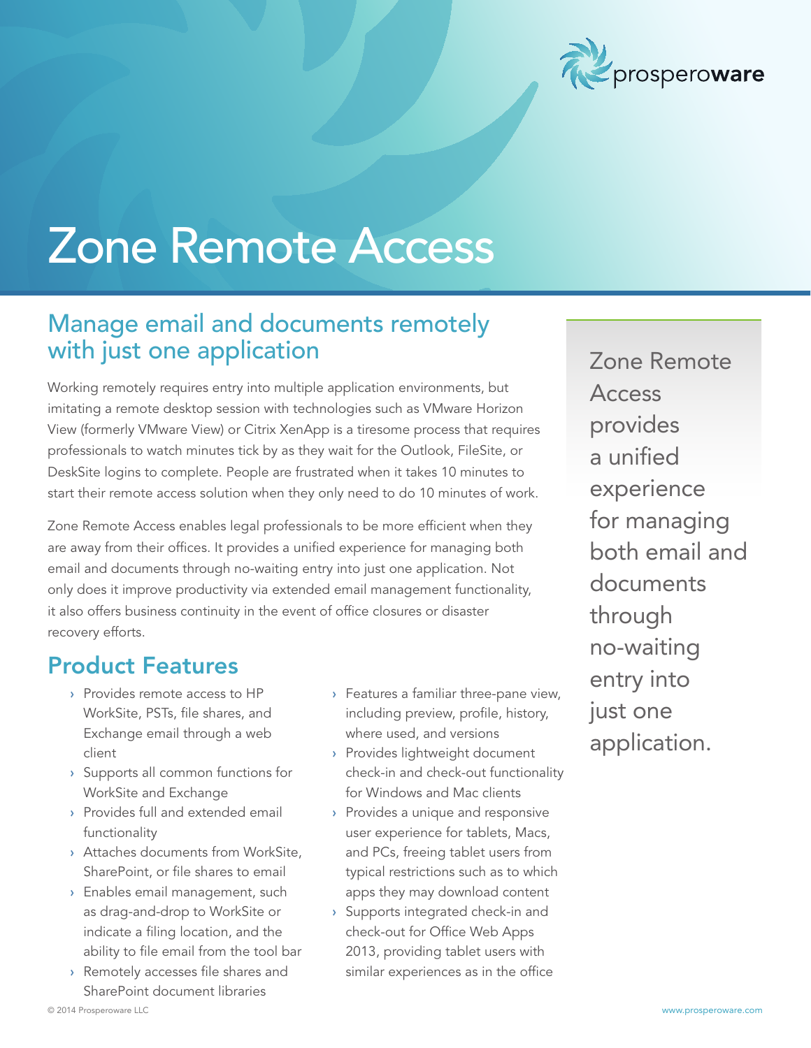prosperoware

# Zone Remote Access

## Manage email and documents remotely with just one application

Working remotely requires entry into multiple application environments, but imitating a remote desktop session with technologies such as VMware Horizon View (formerly VMware View) or Citrix XenApp is a tiresome process that requires professionals to watch minutes tick by as they wait for the Outlook, FileSite, or DeskSite logins to complete. People are frustrated when it takes 10 minutes to start their remote access solution when they only need to do 10 minutes of work.

Zone Remote Access enables legal professionals to be more efficient when they are away from their offices. It provides a unified experience for managing both email and documents through no-waiting entry into just one application. Not only does it improve productivity via extended email management functionality, it also offers business continuity in the event of office closures or disaster recovery efforts.

> Zone Remote Access provides a unified experience for managing both email and documents through no-waiting entry into just one application.

## Product Features

- Provides remote access to HP WorkSite, PSTs, file shares, and Exchange email through a web client
- Supports all common functions for WorkSite and Exchange
- Provides full and extended email functionality
- Attaches documents from WorkSite, SharePoint, or file shares to email
- Enables email management, such as drag-and-drop to WorkSite or indicate a filing location, and the ability to file email from the tool bar
- Remotely accesses file shares and SharePoint document libraries
- Features a familiar three-pane view, including preview, profile, history, where used, and versions
- Provides lightweight document check-in and check-out functionality for Windows and Mac clients
- Provides a unique and responsive user experience for tablets, Macs, and PCs, freeing tablet users from typical restrictions such as to which apps they may download content
- Supports integrated check-in and check-out for Office Web Apps 2013, providing tablet users with similar experiences as in the office

© 2014 Prosperoware LLC

www.prosperoware.com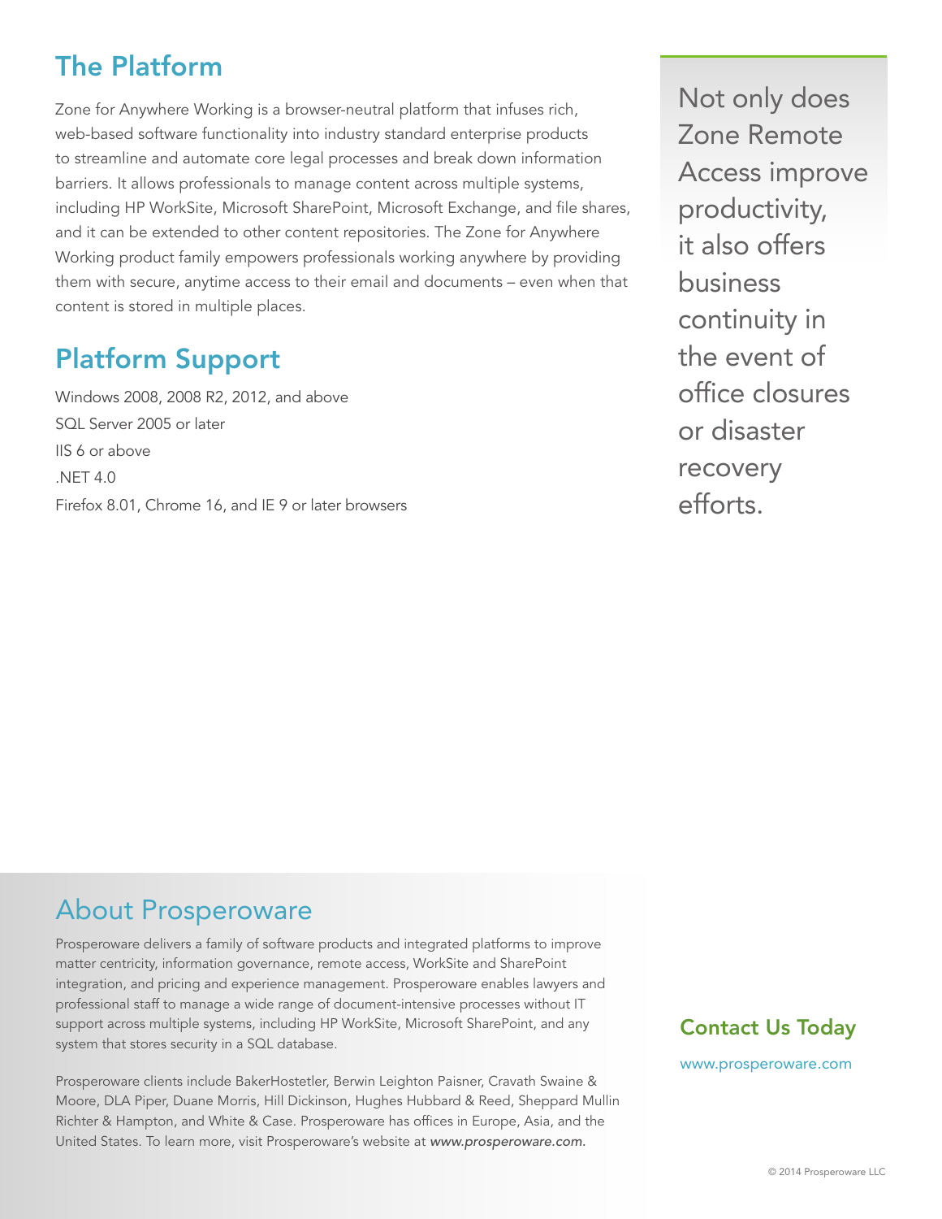## The Platform

Zone for Anywhere Working is a browser-neutral platform that infuses rich, web-based software functionality into industry standard enterprise products to streamline and automate core legal processes and break down information barriers. It allows professionals to manage content across multiple systems, including HP WorkSite, Microsoft SharePoint, Microsoft Exchange, and file shares, and it can be extended to other content repositories. The Zone for Anywhere Working product family empowers professionals working anywhere by providing them with secure, anytime access to their email and documents – even when that content is stored in multiple places.

## Platform Support

Windows 2008, 2008 R2, 2012, and above
SQL Server 2005 or later
IIS 6 or above
.NET 4.0
Firefox 8.01, Chrome 16, and IE 9 or later browsers

Not only does Zone Remote Access improve productivity, it also offers business continuity in the event of office closures or disaster recovery efforts.

## About Prosperoware

Prosperoware delivers a family of software products and integrated platforms to improve matter centricity, information governance, remote access, WorkSite and SharePoint integration, and pricing and experience management. Prosperoware enables lawyers and professional staff to manage a wide range of document-intensive processes without IT support across multiple systems, including HP WorkSite, Microsoft SharePoint, and any system that stores security in a SQL database.

Prosperoware clients include BakerHostetler, Berwin Leighton Paisner, Cravath Swaine & Moore, DLA Piper, Duane Morris, Hill Dickinson, Hughes Hubbard & Reed, Sheppard Mullin Richter & Hampton, and White & Case. Prosperoware has offices in Europe, Asia, and the United States. To learn more, visit Prosperoware's website at *www.prosperoware.com*.

### Contact Us Today

www.prosperoware.com

© 2014 Prosperoware LLC